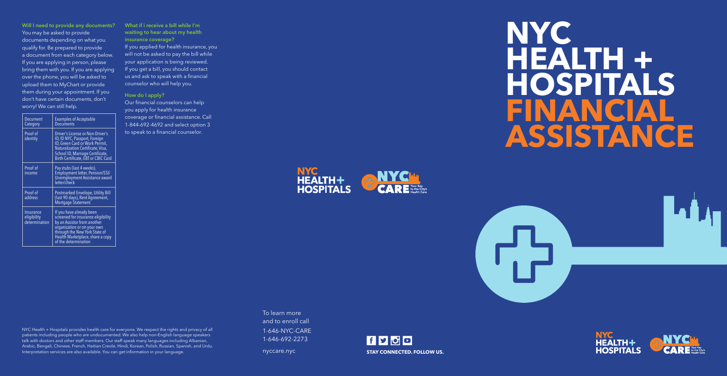# NYC HEALTH + HOSPITALS FINANCIAL ASSISTANCE

**Will I need to provide any documents?**

You may be asked to provide documents depending on what you qualify for. Be prepared to provide a document from each category below. If you are applying in person, please bring them with you. If you are applying over the phone, you will be asked to upload them to MyChart or provide them during your appointment. If you don't have certain documents, don't worry! We can still help.

| Document Category | Examples of Acceptable Documents |
| --- | --- |
| Proof of identity | Driver's License or Non-Driver's ID, ID NYC, Passport, Foreign ID, Green Card or Work Permit, Naturalization Certificate, Visa, School ID, Marriage Certificate, Birth Certificate, EBT or CBIC Card |
| Proof of income | Pay stubs (last 4 weeks), Employment letter, Pension/SSI/ Unemployment Assistance award letter/check |
| Proof of address | Postmarked Envelope, Utility Bill (last 90 days), Rent Agreement, Mortgage Statement |
| Insurance eligibility determination | If you have already been screened for insurance eligibility by an Assistor from another organization or on your own through the New York State of Health Marketplace, share a copy of the determination |

**What if i receive a bill while I'm waiting to hear about my health insurance coverage?**

If you applied for health insurance, you will not be asked to pay the bill while your application is being reviewed. If you get a bill, you should contact us and ask to speak with a financial counselor who will help you.

**How do I apply?**

Our financial counselors can help you apply for health insurance coverage or financial assistance. Call 1-844-692-4692 and select option 3 to speak to a financial counselor.

NYC HEALTH + HOSPITALS

NYC CARE Your Key to the City's Health Care

NYC Health + Hospitals provides health care for everyone. We respect the rights and privacy of all patients including people who are undocumented. We also help non-English language speakers talk with doctors and other staff members. Our staff speak many languages including Albanian, Arabic, Bengali, Chinese, French, Haitian Creole, Hindi, Korean, Polish, Russian, Spanish, and Urdu. Interpretation services are also available. You can get information in your language.

To learn more and to enroll call
1-646-NYC-CARE
1-646-692-2273

nyccare.nyc

**STAY CONNECTED. FOLLOW US.**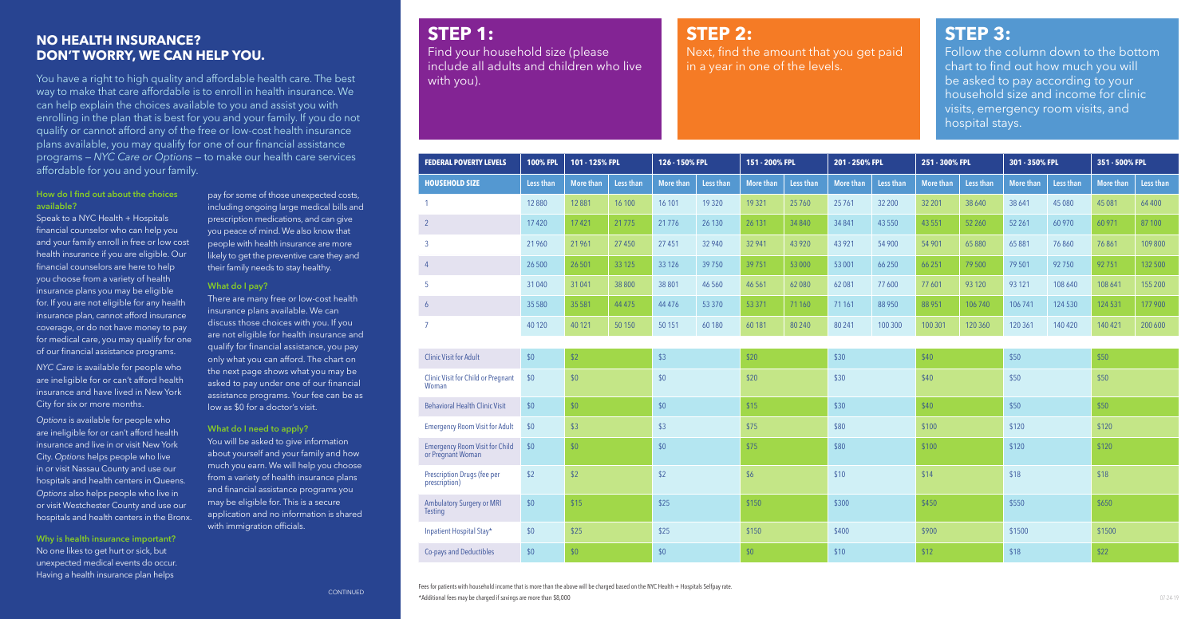## NO HEALTH INSURANCE? DON'T WORRY, WE CAN HELP YOU.

You have a right to high quality and affordable health care. The best way to make that care affordable is to enroll in health insurance. We can help explain the choices available to you and assist you with enrolling in the plan that is best for you and your family. If you do not qualify or cannot afford any of the free or low-cost health insurance plans available, you may qualify for one of our financial assistance programs — *NYC Care or Options* — to make our health care services affordable for you and your family.

#### How do I find out about the choices available?

Speak to a NYC Health + Hospitals financial counselor who can help you and your family enroll in free or low cost health insurance if you are eligible. Our financial counselors are here to help you choose from a variety of health insurance plans you may be eligible for. If you are not eligible for any health insurance plan, cannot afford insurance coverage, or do not have money to pay for medical care, you may qualify for one of our financial assistance programs.

*NYC Care* is available for people who are ineligible for or can't afford health insurance and have lived in New York City for six or more months.

*Options* is available for people who are ineligible for or can't afford health insurance and live in or visit New York City. *Options* helps people who live in or visit Nassau County and use our hospitals and health centers in Queens. *Options* also helps people who live in or visit Westchester County and use our hospitals and health centers in the Bronx.

#### Why is health insurance important?

No one likes to get hurt or sick, but unexpected medical events do occur. Having a health insurance plan helps pay for some of those unexpected costs, including ongoing large medical bills and prescription medications, and can give you peace of mind. We also know that people with health insurance are more likely to get the preventive care they and their family needs to stay healthy.

#### What do I pay?

There are many free or low-cost health insurance plans available. We can discuss those choices with you. If you are not eligible for health insurance and qualify for financial assistance, you pay only what you can afford. The chart on the next page shows what you may be asked to pay under one of our financial assistance programs. Your fee can be as low as $0 for a doctor's visit.

#### What do I need to apply?

You will be asked to give information about yourself and your family and how much you earn. We will help you choose from a variety of health insurance plans and financial assistance programs you may be eligible for. This is a secure application and no information is shared with immigration officials.

CONTINUED

## STEP 1:

Find your household size (please include all adults and children who live with you).

## STEP 2:

Next, find the amount that you get paid in a year in one of the levels.

## STEP 3:

Follow the column down to the bottom chart to find out how much you will be asked to pay according to your household size and income for clinic visits, emergency room visits, and hospital stays.

| FEDERAL POVERTY LEVELS | 100% FPL | 101 - 125% FPL | | 126 - 150% FPL | | 151 - 200% FPL | | 201 - 250% FPL | | 251 - 300% FPL | | 301 - 350% FPL | | 351 - 500% FPL | |
|---|---|---|---|---|---|---|---|---|---|---|---|---|---|---|---|
| HOUSEHOLD SIZE | Less than | More than | Less than | More than | Less than | More than | Less than | More than | Less than | More than | Less than | More than | Less than | More than | Less than |
| 1 | 12 880 | 12 881 | 16 100 | 16 101 | 19 320 | 19 321 | 25 760 | 25 761 | 32 200 | 32 201 | 38 640 | 38 641 | 45 080 | 45 081 | 64 400 |
| 2 | 17 420 | 17 421 | 21 775 | 21 776 | 26 130 | 26 131 | 34 840 | 34 841 | 43 550 | 43 551 | 52 260 | 52 261 | 60 970 | 60 971 | 87 100 |
| 3 | 21 960 | 21 961 | 27 450 | 27 451 | 32 940 | 32 941 | 43 920 | 43 921 | 54 900 | 54 901 | 65 880 | 65 881 | 76 860 | 76 861 | 109 800 |
| 4 | 26 500 | 26 501 | 33 125 | 33 126 | 39 750 | 39 751 | 53 000 | 53 001 | 66 250 | 66 251 | 79 500 | 79 501 | 92 750 | 92 751 | 132 500 |
| 5 | 31 040 | 31 041 | 38 800 | 38 801 | 46 560 | 46 561 | 62 080 | 62 081 | 77 600 | 77 601 | 93 120 | 93 121 | 108 640 | 108 641 | 155 200 |
| 6 | 35 580 | 35 581 | 44 475 | 44 476 | 53 370 | 53 371 | 71 160 | 71 161 | 88 950 | 88 951 | 106 740 | 106 741 | 124 530 | 124 531 | 177 900 |
| 7 | 40 120 | 40 121 | 50 150 | 50 151 | 60 180 | 60 181 | 80 240 | 80 241 | 100 300 | 100 301 | 120 360 | 120 361 | 140 420 | 140 421 | 200 600 |

| | 100% FPL | 101 - 125% FPL | 126 - 150% FPL | 151 - 200% FPL | 201 - 250% FPL | 251 - 300% FPL | 301 - 350% FPL | 351 - 500% FPL |
|---|---|---|---|---|---|---|---|---|
| Clinic Visit for Adult | $0 | $2 | $3 | $20 | $30 | $40 | $50 | $50 |
| Clinic Visit for Child or Pregnant Woman | $0 | $0 | $0 | $20 | $30 | $40 | $50 | $50 |
| Behavioral Health Clinic Visit | $0 | $0 | $0 | $15 | $30 | $40 | $50 | $50 |
| Emergency Room Visit for Adult | $0 | $3 | $3 | $75 | $80 | $100 | $120 | $120 |
| Emergency Room Visit for Child or Pregnant Woman | $0 | $0 | $0 | $75 | $80 | $100 | $120 | $120 |
| Prescription Drugs (fee per prescription) | $2 | $2 | $2 | $6 | $10 | $14 | $18 | $18 |
| Ambulatory Surgery or MRI Testing | $0 | $15 | $25 | $150 | $300 | $450 | $550 | $650 |
| Inpatient Hospital Stay* | $0 | $25 | $25 | $150 | $400 | $900 | $1500 | $1500 |
| Co-pays and Deductibles | $0 | $0 | $0 | $0 | $10 | $12 | $18 | $22 |

Fees for patients with household income that is more than the above will be charged based on the NYC Health + Hospitals Selfpay rate.

*Additional fees may be charged if savings are more than $8,000

07-24-19